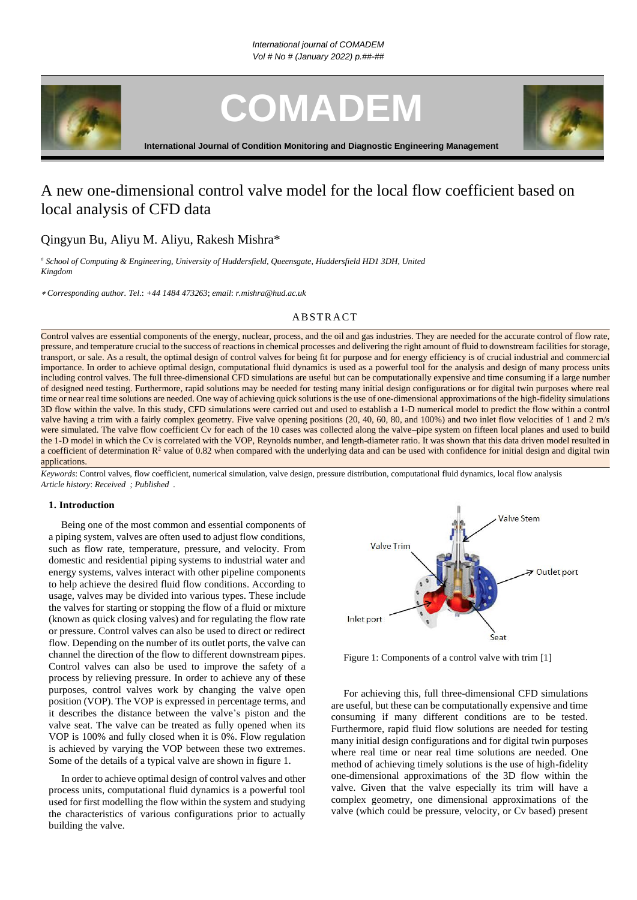# A new one-dimensional control valve model for the local flow coefficient based on local analysis of CFD data

Qingyun Bu, Aliyu M. Aliyu, Rakesh Mishra*

[a] *School of Computing & Engineering, University of Huddersfield, Queensgate, Huddersfield HD1 3DH, United Kingdom*

*\* Corresponding author. Tel.: +44 1484 473263; email: r.mishra@hud.ac.uk*

## ABSTRACT

Control valves are essential components of the energy, nuclear, process, and the oil and gas industries. They are needed for the accurate control of flow rate, pressure, and temperature crucial to the success of reactions in chemical processes and delivering the right amount of fluid to downstream facilities for storage, transport, or sale. As a result, the optimal design of control valves for being fit for purpose and for energy efficiency is of crucial industrial and commercial importance. In order to achieve optimal design, computational fluid dynamics is used as a powerful tool for the analysis and design of many process units including control valves. The full three-dimensional CFD simulations are useful but can be computationally expensive and time consuming if a large number of designed need testing. Furthermore, rapid solutions may be needed for testing many initial design configurations or for digital twin purposes where real time or near real time solutions are needed. One way of achieving quick solutions is the use of one-dimensional approximations of the high-fidelity simulations 3D flow within the valve. In this study, CFD simulations were carried out and used to establish a 1-D numerical model to predict the flow within a control valve having a trim with a fairly complex geometry. Five valve opening positions (20, 40, 60, 80, and 100%) and two inlet flow velocities of 1 and 2 m/s were simulated. The valve flow coefficient Cv for each of the 10 cases was collected along the valve–pipe system on fifteen local planes and used to build the 1-D model in which the Cv is correlated with the VOP, Reynolds number, and length-diameter ratio. It was shown that this data driven model resulted in a coefficient of determination $R^2$ value of 0.82 when compared with the underlying data and can be used with confidence for initial design and digital twin applications.

*Keywords*: Control valves, flow coefficient, numerical simulation, valve design, pressure distribution, computational fluid dynamics, local flow analysis

*Article history*: *Received ; Published* .

## 1. Introduction

Being one of the most common and essential components of a piping system, valves are often used to adjust flow conditions, such as flow rate, temperature, pressure, and velocity. From domestic and residential piping systems to industrial water and energy systems, valves interact with other pipeline components to help achieve the desired fluid flow conditions. According to usage, valves may be divided into various types. These include the valves for starting or stopping the flow of a fluid or mixture (known as quick closing valves) and for regulating the flow rate or pressure. Control valves can also be used to direct or redirect flow. Depending on the number of its outlet ports, the valve can channel the direction of the flow to different downstream pipes. Control valves can also be used to improve the safety of a process by relieving pressure. In order to achieve any of these purposes, control valves work by changing the valve open position (VOP). The VOP is expressed in percentage terms, and it describes the distance between the valve's piston and the valve seat. The valve can be treated as fully opened when its VOP is 100% and fully closed when it is 0%. Flow regulation is achieved by varying the VOP between these two extremes. Some of the details of a typical valve are shown in figure 1.

In order to achieve optimal design of control valves and other process units, computational fluid dynamics is a powerful tool used for first modelling the flow within the system and studying the characteristics of various configurations prior to actually building the valve.

Figure 1: Components of a control valve with trim [1]

For achieving this, full three-dimensional CFD simulations are useful, but these can be computationally expensive and time consuming if many different conditions are to be tested. Furthermore, rapid flow solutions are needed for testing many initial design configurations and for digital twin purposes where real time or near real time solutions are needed. One method of achieving timely solutions is the use of high-fidelity one-dimensional approximations of the 3D flow within the valve. Given that the valve especially its trim will have a complex geometry, one dimensional approximations of the valve (which could be pressure, velocity, or Cv based) present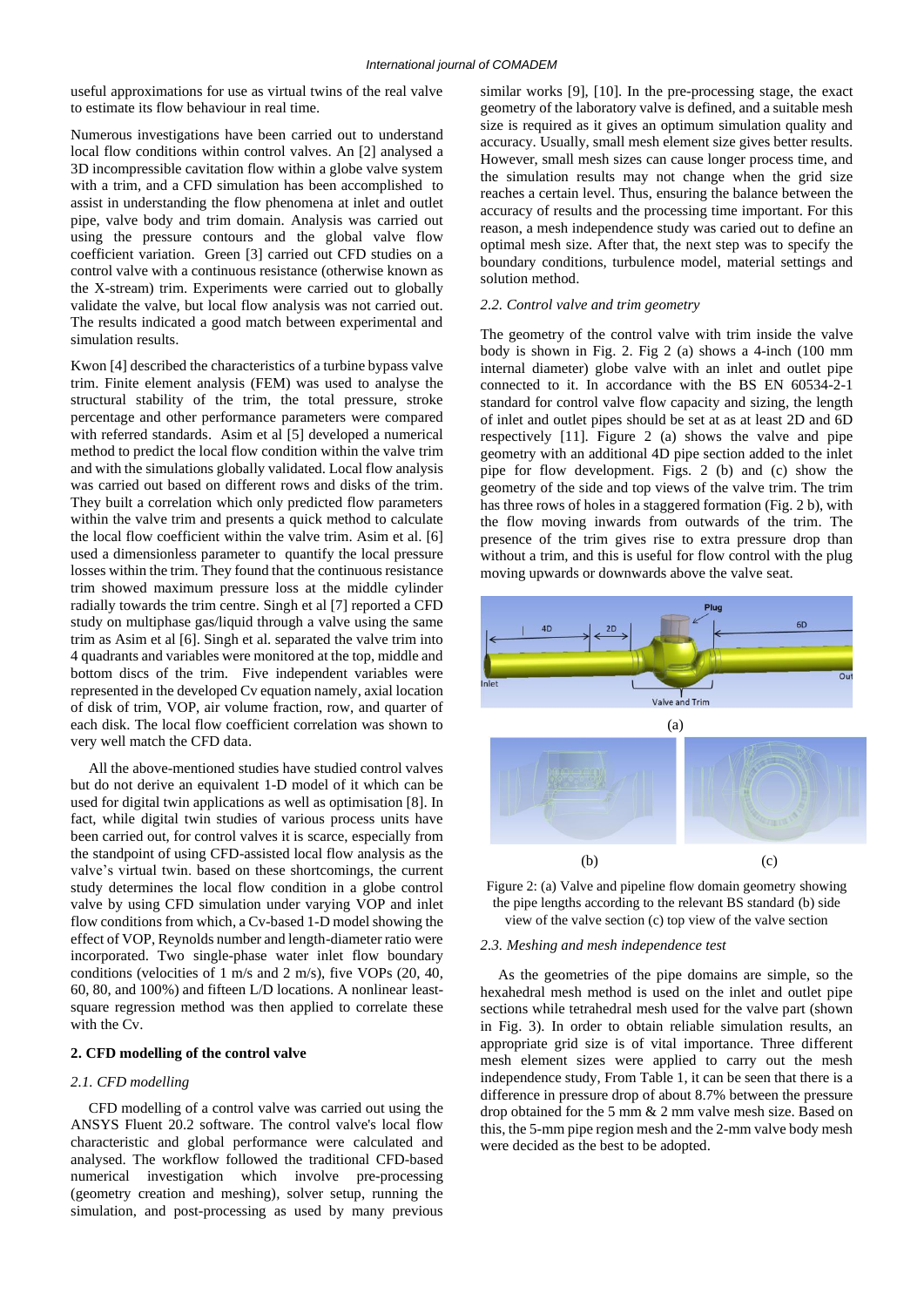useful approximations for use as virtual twins of the real valve to estimate its flow behaviour in real time.

Numerous investigations have been carried out to understand local flow conditions within control valves. An [2] analysed a 3D incompressible cavitation flow within a globe valve system with a trim, and a CFD simulation has been accomplished to assist in understanding the flow phenomena at inlet and outlet pipe, valve body and trim domain. Analysis was carried out using the pressure contours and the global valve flow coefficient variation. Green [3] carried out CFD studies on a control valve with a continuous resistance (otherwise known as the X-stream) trim. Experiments were carried out to globally validate the valve, but local flow analysis was not carried out. The results indicated a good match between experimental and simulation results.

Kwon [4] described the characteristics of a turbine bypass valve trim. Finite element analysis (FEM) was used to analyse the structural stability of the trim, the total pressure, stroke percentage and other performance parameters were compared with referred standards. Asim et al [5] developed a numerical method to predict the local flow condition within the valve trim and with the simulations globally validated. Local flow analysis was carried out based on different rows and disks of the trim. They built a correlation which only predicted flow parameters within the valve trim and presents a quick method to calculate the local flow coefficient within the valve trim. Asim et al. [6] used a dimensionless parameter to quantify the local pressure losses within the trim. They found that the continuous resistance trim showed maximum pressure loss at the middle cylinder radially towards the trim centre. Singh et al [7] reported a CFD study on multiphase gas/liquid through a valve using the same trim as Asim et al [6]. Singh et al. separated the valve trim into 4 quadrants and variables were monitored at the top, middle and bottom discs of the trim. Five independent variables were represented in the developed Cv equation namely, axial location of disk of trim, VOP, air volume fraction, row, and quarter of each disk. The local flow coefficient correlation was shown to very well match the CFD data.

All the above-mentioned studies have studied control valves but do not derive an equivalent 1-D model of it which can be used for digital twin applications as well as optimisation [8]. In fact, while digital twin studies of various process units have been carried out, for control valves it is scarce, especially from the standpoint of using CFD-assisted local flow analysis as the valve's virtual twin. based on these shortcomings, the current study determines the local flow condition in a globe control valve by using CFD simulation under varying VOP and inlet flow conditions from which, a Cv-based 1-D model showing the effect of VOP, Reynolds number and length-diameter ratio were incorporated. Two single-phase water inlet flow boundary conditions (velocities of 1 m/s and 2 m/s), five VOPs (20, 40, 60, 80, and 100%) and fifteen L/D locations. A nonlinear least-square regression method was then applied to correlate these with the Cv.

## 2. CFD modelling of the control valve

### *2.1. CFD modelling*

CFD modelling of a control valve was carried out using the ANSYS Fluent 20.2 software. The control valve's local flow characteristic and global performance were calculated and analysed. The workflow followed the traditional CFD-based numerical investigation which involve pre-processing (geometry creation and meshing), solver setup, running the simulation, and post-processing as used by many previous similar works [9], [10]. In the pre-processing stage, the exact geometry of the laboratory valve is defined, and a suitable mesh size is required as it gives an optimum simulation quality and accuracy. Usually, small mesh element size gives better results. However, small mesh sizes can cause longer process time, and the simulation results may not change when the grid size reaches a certain level. Thus, ensuring the balance between the accuracy of results and the processing time important. For this reason, a mesh independence study was caried out to define an optimal mesh size. After that, the next step was to specify the boundary conditions, turbulence model, material settings and solution method.

### *2.2. Control valve and trim geometry*

The geometry of the control valve with trim inside the valve body is shown in Fig. 2. Fig 2 (a) shows a 4-inch (100 mm internal diameter) globe valve with an inlet and outlet pipe connected to it. In accordance with the BS EN 60534-2-1 standard for control valve flow capacity and sizing, the length of inlet and outlet pipes should be set at as at least 2D and 6D respectively [11]. Figure 2 (a) shows the valve and pipe geometry with an additional 4D pipe section added to the inlet pipe for flow development. Figs. 2 (b) and (c) show the geometry of the side and top views of the valve trim. The trim has three rows of holes in a staggered formation (Fig. 2 b), with the flow moving inwards from outwards of the trim. The presence of the trim gives rise to extra pressure drop than without a trim, and this is useful for flow control with the plug moving upwards or downwards above the valve seat.

Figure 2: (a) Valve and pipeline flow domain geometry showing the pipe lengths according to the relevant BS standard (b) side view of the valve section (c) top view of the valve section

### *2.3. Meshing and mesh independence test*

As the geometries of the pipe domains are simple, so the hexahedral mesh method is used on the inlet and outlet pipe sections while tetrahedral mesh used for the valve part (shown in Fig. 3). In order to obtain reliable simulation results, an appropriate grid size is of vital importance. Three different mesh element sizes were applied to carry out the mesh independence study, From Table 1, it can be seen that there is a difference in pressure drop of about 8.7% between the pressure drop obtained for the 5 mm & 2 mm valve mesh size. Based on this, the 5-mm pipe region mesh and the 2-mm valve body mesh were decided as the best to be adopted.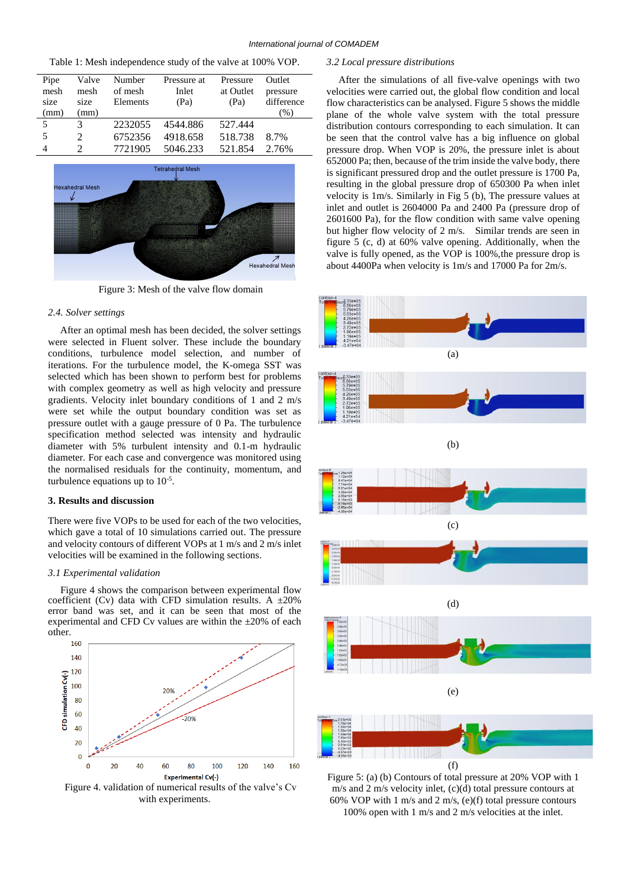Table 1: Mesh independence study of the valve at 100% VOP.

| Pipe mesh size (mm) | Valve mesh size (mm) | Number of mesh Elements | Pressure at Inlet (Pa) | Pressure at Outlet (Pa) | Outlet pressure difference (%) |
|---|---|---|---|---|---|
| 5 | 3 | 2232055 | 4544.886 | 527.444 | |
| 5 | 2 | 6752356 | 4918.658 | 518.738 | 8.7% |
| 4 | 2 | 7721905 | 5046.233 | 521.854 | 2.76% |

Figure 3: Mesh of the valve flow domain

### *2.4. Solver settings*

After an optimal mesh has been decided, the solver settings were selected in Fluent solver. These include the boundary conditions, turbulence model selection, and number of iterations. For the turbulence model, the K-omega SST was selected which has been shown to perform best for problems with complex geometry as well as high velocity and pressure gradients. Velocity inlet boundary conditions of 1 and 2 m/s were set while the output boundary condition was set as pressure outlet with a gauge pressure of 0 Pa. The turbulence specification method selected was intensity and hydraulic diameter with 5% turbulent intensity and 0.1-m hydraulic diameter. For each case and convergence was monitored using the normalised residuals for the continuity, momentum, and turbulence equations up to $10^{-5}$.

## 3. Results and discussion

There were five VOPs to be used for each of the two velocities, which gave a total of 10 simulations carried out. The pressure and velocity contours of different VOPs at 1 m/s and 2 m/s inlet velocities will be examined in the following sections.

### *3.1 Experimental validation*

Figure 4 shows the comparison between experimental flow coefficient (Cv) data with CFD simulation results. A ±20% error band was set, and it can be seen that most of the experimental and CFD Cv values are within the ±20% of each other.

Figure 4. validation of numerical results of the valve's Cv with experiments.

### *3.2 Local pressure distributions*

After the simulations of all five-valve openings with two velocities were carried out, the global flow condition and local flow characteristics can be analysed. Figure 5 shows the middle plane of the whole valve system with the total pressure distribution contours corresponding to each simulation. It can be seen that the control valve has a big influence on global pressure drop. When VOP is 20%, the pressure inlet is about 652000 Pa; then, because of the trim inside the valve body, there is significant pressured drop and the outlet pressure is 1700 Pa, resulting in the global pressure drop of 650300 Pa when inlet velocity is 1m/s. Similarly in Fig 5 (b), The pressure values at inlet and outlet is 2604000 Pa and 2400 Pa (pressure drop of 2601600 Pa), for the flow condition with same valve opening but higher flow velocity of 2 m/s. Similar trends are seen in figure 5 (c, d) at 60% valve opening. Additionally, when the valve is fully opened, as the VOP is 100%,the pressure drop is about 4400Pa when velocity is 1m/s and 17000 Pa for 2m/s.

Figure 5: (a) (b) Contours of total pressure at 20% VOP with 1 m/s and 2 m/s velocity inlet, (c)(d) total pressure contours at 60% VOP with 1 m/s and 2 m/s, (e)(f) total pressure contours 100% open with 1 m/s and 2 m/s velocities at the inlet.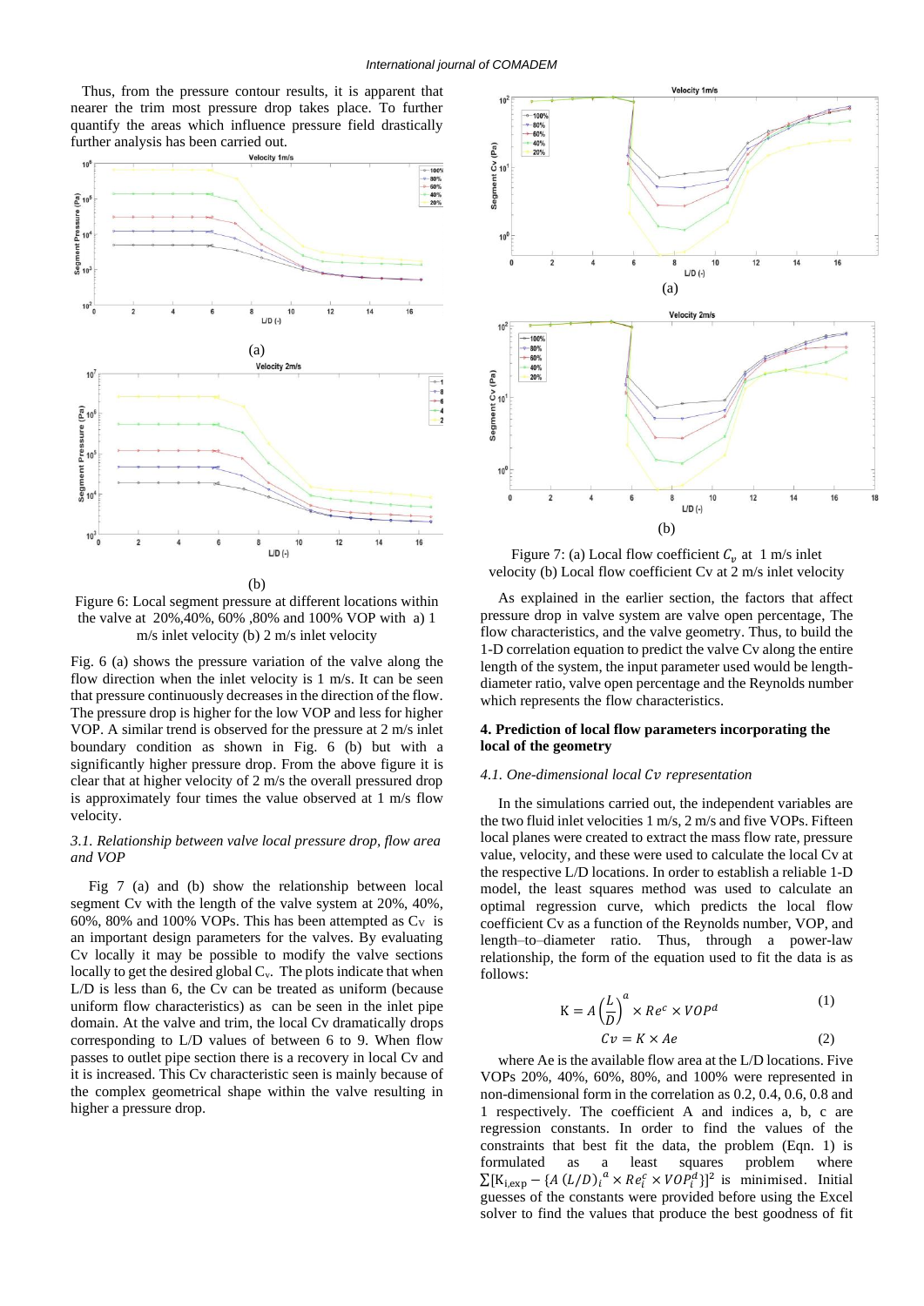Thus, from the pressure contour results, it is apparent that nearer the trim most pressure drop takes place. To further quantify the areas which influence pressure field drastically further analysis has been carried out.

(a)

(b)

Figure 6: Local segment pressure at different locations within the valve at 20%,40%, 60% ,80% and 100% VOP with a) 1 m/s inlet velocity (b) 2 m/s inlet velocity

Fig. 6 (a) shows the pressure variation of the valve along the flow direction when the inlet velocity is 1 m/s. It can be seen that pressure continuously decreases in the direction of the flow. The pressure drop is higher for the low VOP and less for higher VOP. A similar trend is observed for the pressure at 2 m/s inlet boundary condition as shown in Fig. 6 (b) but with a significantly higher pressure drop. From the above figure it is clear that at higher velocity of 2 m/s the overall pressured drop is approximately four times the value observed at 1 m/s flow velocity.

### *3.1. Relationship between valve local pressure drop, flow area and VOP*

Fig 7 (a) and (b) show the relationship between local segment Cv with the length of the valve system at 20%, 40%, 60%, 80% and 100% VOPs. This has been attempted as $C_V$ is an important design parameters for the valves. By evaluating Cv locally it may be possible to modify the valve sections locally to get the desired global $C_v$. The plots indicate that when L/D is less than 6, the Cv can be treated as uniform (because uniform flow characteristics) as can be seen in the inlet pipe domain. At the valve and trim, the local Cv dramatically drops corresponding to L/D values of between 6 to 9. When flow passes to outlet pipe section there is a recovery in local Cv and it is increased. This Cv characteristic seen is mainly because of the complex geometrical shape within the valve resulting in higher a pressure drop.

(a)

(b)

Figure 7: (a) Local flow coefficient $C_v$ at 1 m/s inlet velocity (b) Local flow coefficient Cv at 2 m/s inlet velocity

As explained in the earlier section, the factors that affect pressure drop in valve system are valve open percentage, The flow characteristics, and the valve geometry. Thus, to build the 1-D correlation equation to predict the valve Cv along the entire length of the system, the input parameter used would be length-diameter ratio, valve open percentage and the Reynolds number which represents the flow characteristics.

## 4. Prediction of local flow parameters incorporating the local of the geometry

### *4.1. One-dimensional local $Cv$ representation*

In the simulations carried out, the independent variables are the two fluid inlet velocities 1 m/s, 2 m/s and five VOPs. Fifteen local planes were created to extract the mass flow rate, pressure value, velocity, and these were used to calculate the local Cv at the respective L/D locations. In order to establish a reliable 1-D model, the least squares method was used to calculate an optimal regression curve, which predicts the local flow coefficient Cv as a function of the Reynolds number, VOP, and length–to–diameter ratio. Thus, through a power-law relationship, the form of the equation used to fit the data is as follows:

$$\mathrm{K} = A\left(\frac{L}{D}\right)^{a} \times Re^{c} \times VOP^{d} \tag{1}$$

$$Cv = K \times Ae \tag{2}$$

where Ae is the available flow area at the L/D locations. Five VOPs 20%, 40%, 60%, 80%, and 100% were represented in non-dimensional form in the correlation as 0.2, 0.4, 0.6, 0.8 and 1 respectively. The coefficient A and indices a, b, c are regression constants. In order to find the values of the constraints that best fit the data, the problem (Eqn. 1) is formulated as a least squares problem where $\sum[\mathrm{K}_{i,\exp} - \{A\,(L/D)_i^{\,a} \times Re_i^{c} \times VOP_i^{d}\}]^2$ is minimised. Initial guesses of the constants were provided before using the Excel solver to find the values that produce the best goodness of fit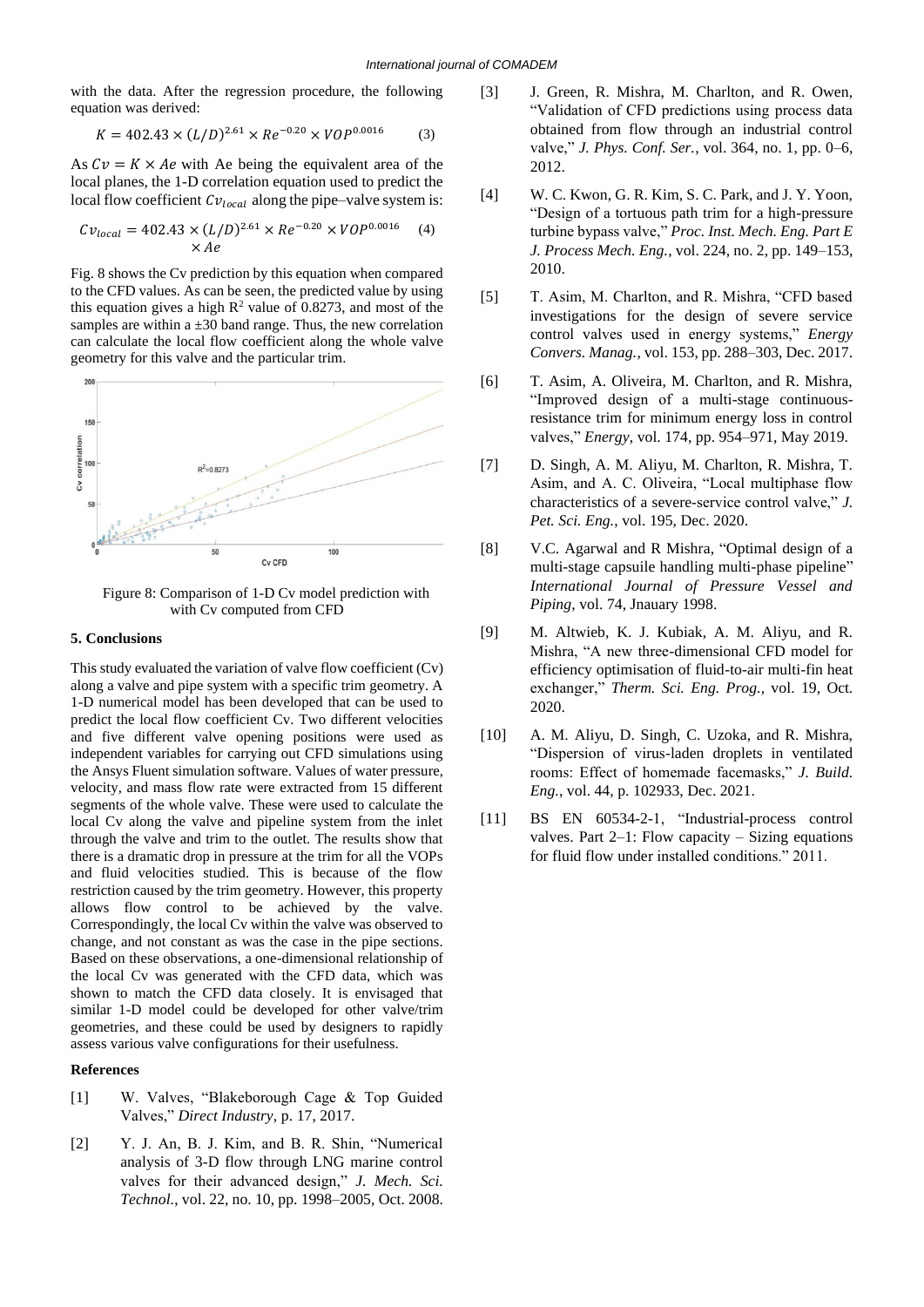with the data. After the regression procedure, the following equation was derived:

$$K = 402.43 \times (L/D)^{2.61} \times Re^{-0.20} \times VOP^{0.0016} \quad (3)$$

As $Cv = K \times Ae$ with Ae being the equivalent area of the local planes, the 1-D correlation equation used to predict the local flow coefficient $Cv_{local}$ along the pipe–valve system is:

$$Cv_{local} = 402.43 \times (L/D)^{2.61} \times Re^{-0.20} \times VOP^{0.0016} \times Ae \quad (4)$$

Fig. 8 shows the Cv prediction by this equation when compared to the CFD values. As can be seen, the predicted value by using this equation gives a high $R^2$ value of 0.8273, and most of the samples are within a ±30 band range. Thus, the new correlation can calculate the local flow coefficient along the whole valve geometry for this valve and the particular trim.

Cv correlation
0
50
100
150
200
$R^2$=0.8273
0
50
100
Cv CFD

Figure 8: Comparison of 1-D Cv model prediction with with Cv computed from CFD

## 5. Conclusions

This study evaluated the variation of valve flow coefficient (Cv) along a valve and pipe system with a specific trim geometry. A 1-D numerical model has been developed that can be used to predict the local flow coefficient Cv. Two different velocities and five different valve opening positions were used as independent variables for carrying out CFD simulations using the Ansys Fluent simulation software. Values of water pressure, velocity, and mass flow rate were extracted from 15 different segments of the whole valve. These were used to calculate the local Cv along the valve and pipeline system from the inlet through the valve and trim to the outlet. The results show that there is a dramatic drop in pressure at the trim for all the VOPs and fluid velocities studied. This is because of the flow restriction caused by the trim geometry. However, this property allows flow control to be achieved by the valve. Correspondingly, the local Cv within the valve was observed to change, and not constant as was the case in the pipe sections. Based on these observations, a one-dimensional relationship of the local Cv was generated with the CFD data, which was shown to match the CFD data closely. It is envisaged that similar 1-D model could be developed for other valve/trim geometries, and these could be used by designers to rapidly assess various valve configurations for their usefulness.

## References

[1] W. Valves, "Blakeborough Cage & Top Guided Valves," *Direct Industry*, p. 17, 2017.

[2] Y. J. An, B. J. Kim, and B. R. Shin, "Numerical analysis of 3-D flow through LNG marine control valves for their advanced design," *J. Mech. Sci. Technol.*, vol. 22, no. 10, pp. 1998–2005, Oct. 2008.

[3] J. Green, R. Mishra, M. Charlton, and R. Owen, "Validation of CFD predictions using process data obtained from flow through an industrial control valve," *J. Phys. Conf. Ser.*, vol. 364, no. 1, pp. 0–6, 2012.

[4] W. C. Kwon, G. R. Kim, S. C. Park, and J. Y. Yoon, "Design of a tortuous path trim for a high-pressure turbine bypass valve," *Proc. Inst. Mech. Eng. Part E J. Process Mech. Eng.*, vol. 224, no. 2, pp. 149–153, 2010.

[5] T. Asim, M. Charlton, and R. Mishra, "CFD based investigations for the design of severe service control valves used in energy systems," *Energy Convers. Manag.*, vol. 153, pp. 288–303, Dec. 2017.

[6] T. Asim, A. Oliveira, M. Charlton, and R. Mishra, "Improved design of a multi-stage continuous-resistance trim for minimum energy loss in control valves," *Energy*, vol. 174, pp. 954–971, May 2019.

[7] D. Singh, A. M. Aliyu, M. Charlton, R. Mishra, T. Asim, and A. C. Oliveira, "Local multiphase flow characteristics of a severe-service control valve," *J. Pet. Sci. Eng.*, vol. 195, Dec. 2020.

[8] V.C. Agarwal and R Mishra, "Optimal design of a multi-stage capsuile handling multi-phase pipeline" *International Journal of Pressure Vessel and Piping*, vol. 74, Jnauary 1998.

[9] M. Altwieb, K. J. Kubiak, A. M. Aliyu, and R. Mishra, "A new three-dimensional CFD model for efficiency optimisation of fluid-to-air multi-fin heat exchanger," *Therm. Sci. Eng. Prog.*, vol. 19, Oct. 2020.

[10] A. M. Aliyu, D. Singh, C. Uzoka, and R. Mishra, "Dispersion of virus-laden droplets in ventilated rooms: Effect of homemade facemasks," *J. Build. Eng.*, vol. 44, p. 102933, Dec. 2021.

[11] BS EN 60534-2-1, "Industrial-process control valves. Part 2–1: Flow capacity – Sizing equations for fluid flow under installed conditions." 2011.